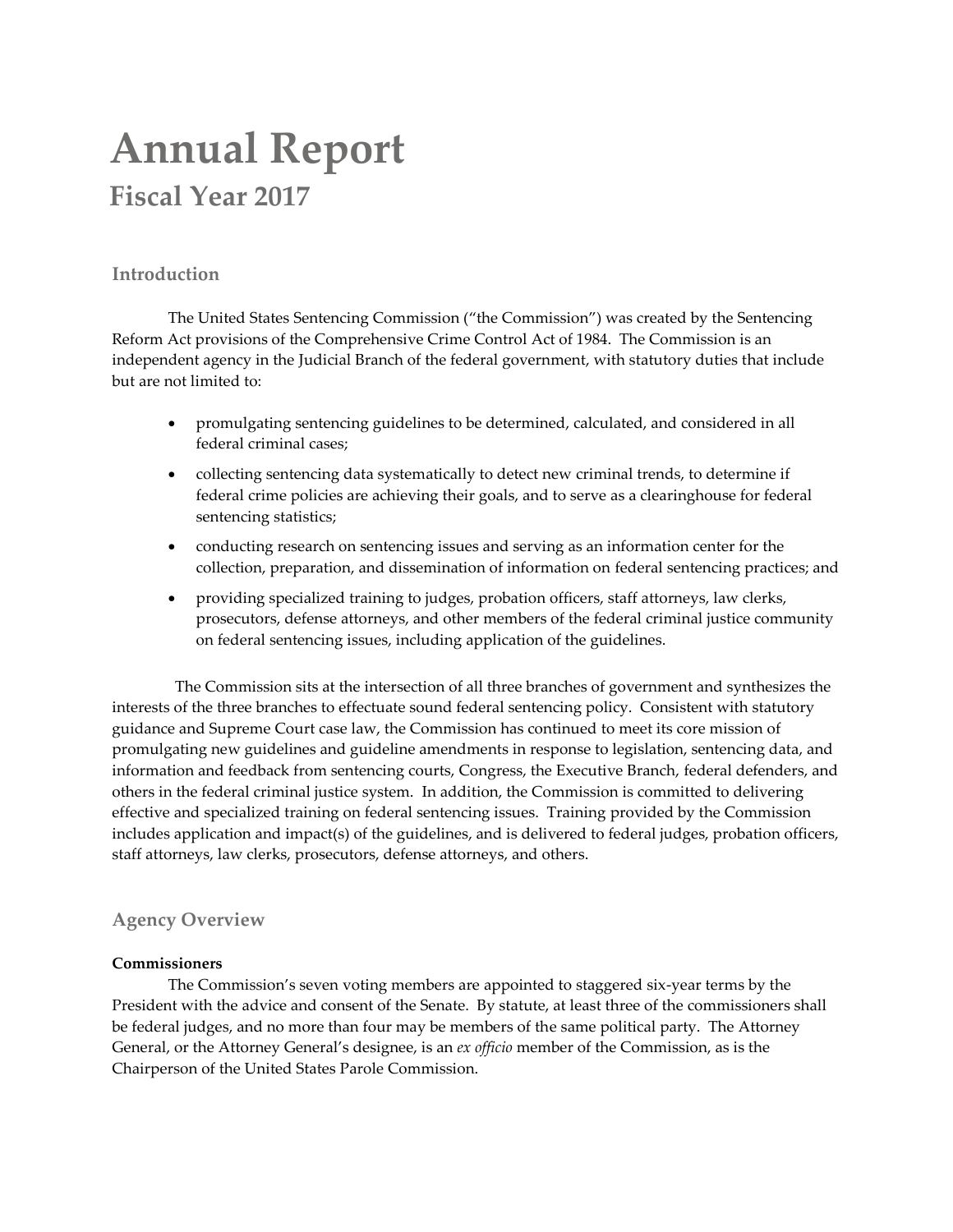# Annual Report

## Fiscal Year 2017

### Introduction

The United States Sentencing Commission ("the Commission") was created by the Sentencing Reform Act provisions of the Comprehensive Crime Control Act of 1984. The Commission is an independent agency in the Judicial Branch of the federal government, with statutory duties that include but are not limited to:

- promulgating sentencing guidelines to be determined, calculated, and considered in all federal criminal cases;
- collecting sentencing data systematically to detect new criminal trends, to determine if federal crime policies are achieving their goals, and to serve as a clearinghouse for federal sentencing statistics;
- conducting research on sentencing issues and serving as an information center for the collection, preparation, and dissemination of information on federal sentencing practices; and
- providing specialized training to judges, probation officers, staff attorneys, law clerks, prosecutors, defense attorneys, and other members of the federal criminal justice community on federal sentencing issues, including application of the guidelines.

The Commission sits at the intersection of all three branches of government and synthesizes the interests of the three branches to effectuate sound federal sentencing policy. Consistent with statutory guidance and Supreme Court case law, the Commission has continued to meet its core mission of promulgating new guidelines and guideline amendments in response to legislation, sentencing data, and information and feedback from sentencing courts, Congress, the Executive Branch, federal defenders, and others in the federal criminal justice system. In addition, the Commission is committed to delivering effective and specialized training on federal sentencing issues. Training provided by the Commission includes application and impact(s) of the guidelines, and is delivered to federal judges, probation officers, staff attorneys, law clerks, prosecutors, defense attorneys, and others.

### Agency Overview

**Commissioners**

The Commission's seven voting members are appointed to staggered six-year terms by the President with the advice and consent of the Senate. By statute, at least three of the commissioners shall be federal judges, and no more than four may be members of the same political party. The Attorney General, or the Attorney General's designee, is an *ex officio* member of the Commission, as is the Chairperson of the United States Parole Commission.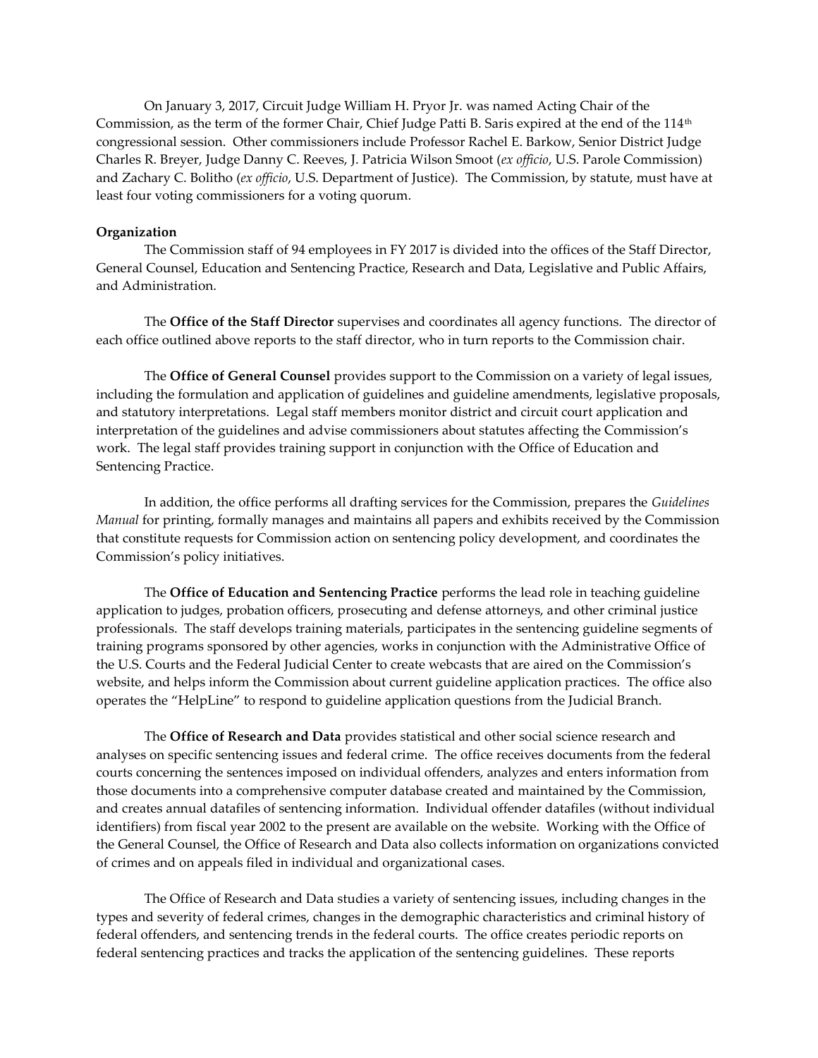On January 3, 2017, Circuit Judge William H. Pryor Jr. was named Acting Chair of the Commission, as the term of the former Chair, Chief Judge Patti B. Saris expired at the end of the 114th congressional session. Other commissioners include Professor Rachel E. Barkow, Senior District Judge Charles R. Breyer, Judge Danny C. Reeves, J. Patricia Wilson Smoot (*ex officio*, U.S. Parole Commission) and Zachary C. Bolitho (*ex officio*, U.S. Department of Justice). The Commission, by statute, must have at least four voting commissioners for a voting quorum.

**Organization**

The Commission staff of 94 employees in FY 2017 is divided into the offices of the Staff Director, General Counsel, Education and Sentencing Practice, Research and Data, Legislative and Public Affairs, and Administration.

The **Office of the Staff Director** supervises and coordinates all agency functions. The director of each office outlined above reports to the staff director, who in turn reports to the Commission chair.

The **Office of General Counsel** provides support to the Commission on a variety of legal issues, including the formulation and application of guidelines and guideline amendments, legislative proposals, and statutory interpretations. Legal staff members monitor district and circuit court application and interpretation of the guidelines and advise commissioners about statutes affecting the Commission's work. The legal staff provides training support in conjunction with the Office of Education and Sentencing Practice.

In addition, the office performs all drafting services for the Commission, prepares the *Guidelines Manual* for printing, formally manages and maintains all papers and exhibits received by the Commission that constitute requests for Commission action on sentencing policy development, and coordinates the Commission's policy initiatives.

The **Office of Education and Sentencing Practice** performs the lead role in teaching guideline application to judges, probation officers, prosecuting and defense attorneys, and other criminal justice professionals. The staff develops training materials, participates in the sentencing guideline segments of training programs sponsored by other agencies, works in conjunction with the Administrative Office of the U.S. Courts and the Federal Judicial Center to create webcasts that are aired on the Commission's website, and helps inform the Commission about current guideline application practices. The office also operates the "HelpLine" to respond to guideline application questions from the Judicial Branch.

The **Office of Research and Data** provides statistical and other social science research and analyses on specific sentencing issues and federal crime. The office receives documents from the federal courts concerning the sentences imposed on individual offenders, analyzes and enters information from those documents into a comprehensive computer database created and maintained by the Commission, and creates annual datafiles of sentencing information. Individual offender datafiles (without individual identifiers) from fiscal year 2002 to the present are available on the website. Working with the Office of the General Counsel, the Office of Research and Data also collects information on organizations convicted of crimes and on appeals filed in individual and organizational cases.

The Office of Research and Data studies a variety of sentencing issues, including changes in the types and severity of federal crimes, changes in the demographic characteristics and criminal history of federal offenders, and sentencing trends in the federal courts. The office creates periodic reports on federal sentencing practices and tracks the application of the sentencing guidelines. These reports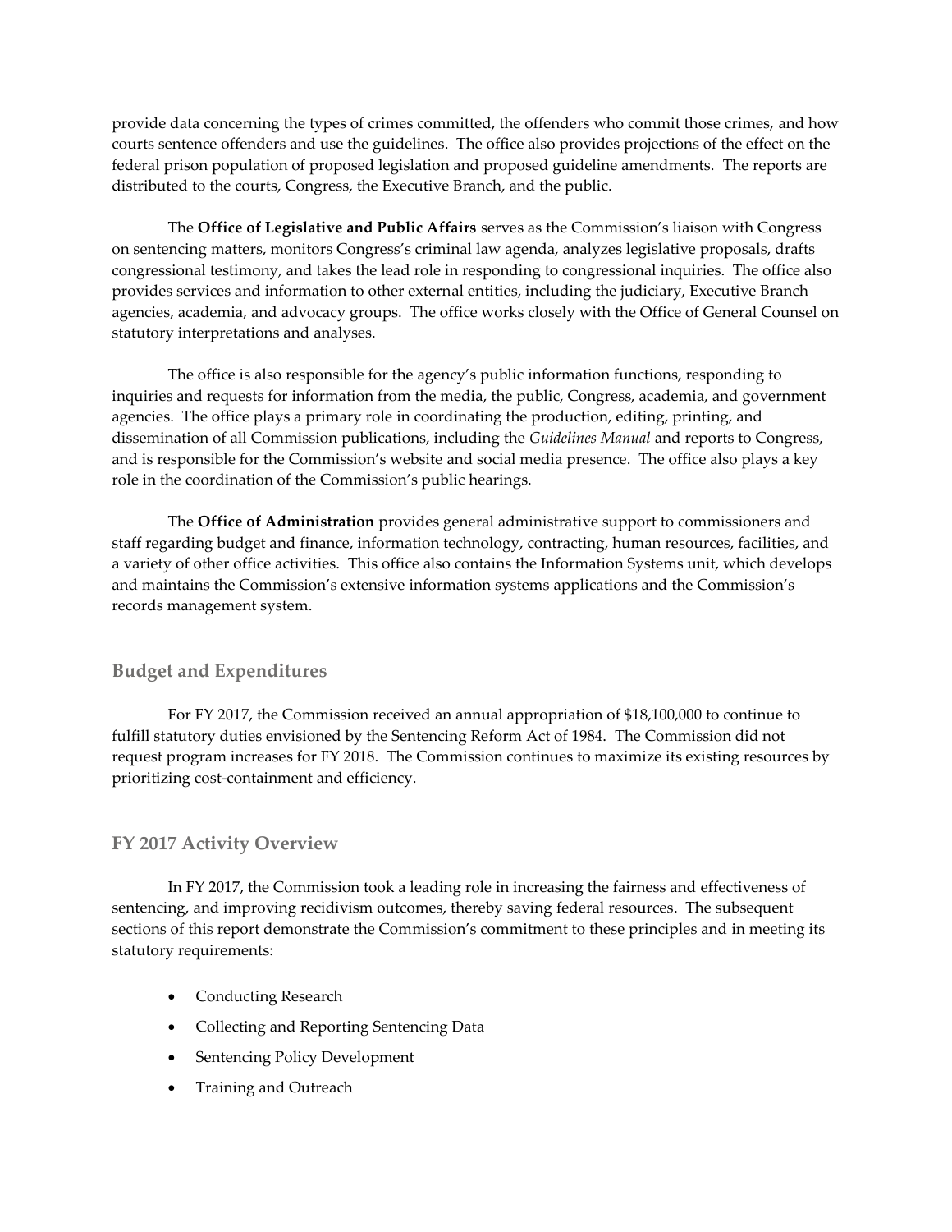provide data concerning the types of crimes committed, the offenders who commit those crimes, and how courts sentence offenders and use the guidelines. The office also provides projections of the effect on the federal prison population of proposed legislation and proposed guideline amendments. The reports are distributed to the courts, Congress, the Executive Branch, and the public.

The **Office of Legislative and Public Affairs** serves as the Commission's liaison with Congress on sentencing matters, monitors Congress's criminal law agenda, analyzes legislative proposals, drafts congressional testimony, and takes the lead role in responding to congressional inquiries. The office also provides services and information to other external entities, including the judiciary, Executive Branch agencies, academia, and advocacy groups. The office works closely with the Office of General Counsel on statutory interpretations and analyses.

The office is also responsible for the agency's public information functions, responding to inquiries and requests for information from the media, the public, Congress, academia, and government agencies. The office plays a primary role in coordinating the production, editing, printing, and dissemination of all Commission publications, including the *Guidelines Manual* and reports to Congress, and is responsible for the Commission's website and social media presence. The office also plays a key role in the coordination of the Commission's public hearings.

The **Office of Administration** provides general administrative support to commissioners and staff regarding budget and finance, information technology, contracting, human resources, facilities, and a variety of other office activities. This office also contains the Information Systems unit, which develops and maintains the Commission's extensive information systems applications and the Commission's records management system.

## Budget and Expenditures

For FY 2017, the Commission received an annual appropriation of $18,100,000 to continue to fulfill statutory duties envisioned by the Sentencing Reform Act of 1984. The Commission did not request program increases for FY 2018. The Commission continues to maximize its existing resources by prioritizing cost-containment and efficiency.

## FY 2017 Activity Overview

In FY 2017, the Commission took a leading role in increasing the fairness and effectiveness of sentencing, and improving recidivism outcomes, thereby saving federal resources. The subsequent sections of this report demonstrate the Commission's commitment to these principles and in meeting its statutory requirements:

- Conducting Research
- Collecting and Reporting Sentencing Data
- Sentencing Policy Development
- Training and Outreach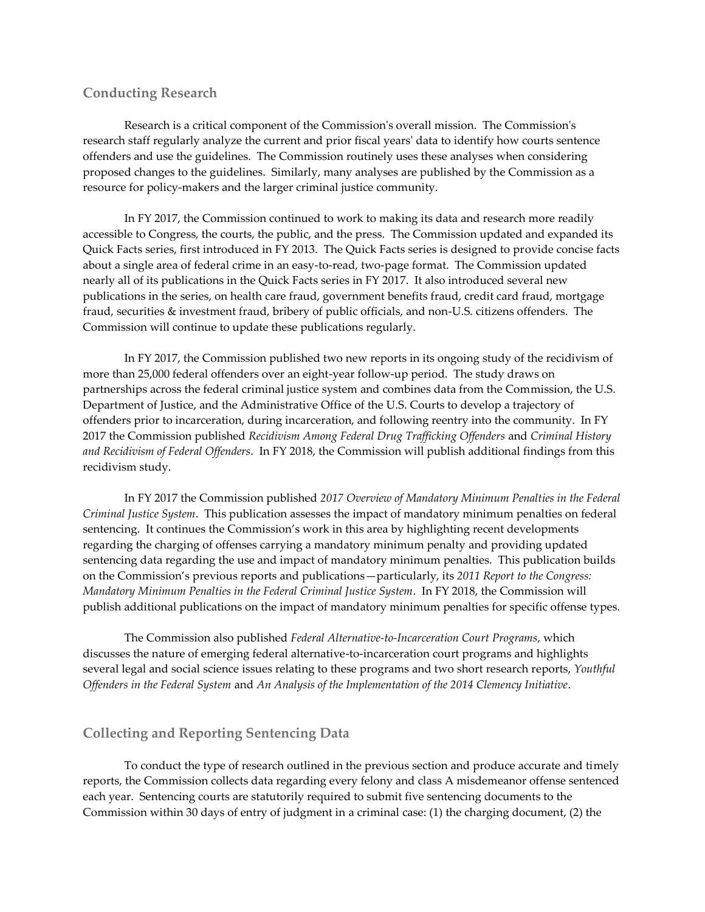## Conducting Research

Research is a critical component of the Commission's overall mission. The Commission's research staff regularly analyze the current and prior fiscal years' data to identify how courts sentence offenders and use the guidelines. The Commission routinely uses these analyses when considering proposed changes to the guidelines. Similarly, many analyses are published by the Commission as a resource for policy-makers and the larger criminal justice community.

In FY 2017, the Commission continued to work to making its data and research more readily accessible to Congress, the courts, the public, and the press. The Commission updated and expanded its Quick Facts series, first introduced in FY 2013. The Quick Facts series is designed to provide concise facts about a single area of federal crime in an easy-to-read, two-page format. The Commission updated nearly all of its publications in the Quick Facts series in FY 2017. It also introduced several new publications in the series, on health care fraud, government benefits fraud, credit card fraud, mortgage fraud, securities & investment fraud, bribery of public officials, and non-U.S. citizens offenders. The Commission will continue to update these publications regularly.

In FY 2017, the Commission published two new reports in its ongoing study of the recidivism of more than 25,000 federal offenders over an eight-year follow-up period. The study draws on partnerships across the federal criminal justice system and combines data from the Commission, the U.S. Department of Justice, and the Administrative Office of the U.S. Courts to develop a trajectory of offenders prior to incarceration, during incarceration, and following reentry into the community. In FY 2017 the Commission published *Recidivism Among Federal Drug Trafficking Offenders* and *Criminal History and Recidivism of Federal Offenders*. In FY 2018, the Commission will publish additional findings from this recidivism study.

In FY 2017 the Commission published *2017 Overview of Mandatory Minimum Penalties in the Federal Criminal Justice System*. This publication assesses the impact of mandatory minimum penalties on federal sentencing. It continues the Commission's work in this area by highlighting recent developments regarding the charging of offenses carrying a mandatory minimum penalty and providing updated sentencing data regarding the use and impact of mandatory minimum penalties. This publication builds on the Commission's previous reports and publications—particularly, its *2011 Report to the Congress: Mandatory Minimum Penalties in the Federal Criminal Justice System*. In FY 2018, the Commission will publish additional publications on the impact of mandatory minimum penalties for specific offense types.

The Commission also published *Federal Alternative-to-Incarceration Court Programs*, which discusses the nature of emerging federal alternative-to-incarceration court programs and highlights several legal and social science issues relating to these programs and two short research reports, *Youthful Offenders in the Federal System* and *An Analysis of the Implementation of the 2014 Clemency Initiative*.

## Collecting and Reporting Sentencing Data

To conduct the type of research outlined in the previous section and produce accurate and timely reports, the Commission collects data regarding every felony and class A misdemeanor offense sentenced each year. Sentencing courts are statutorily required to submit five sentencing documents to the Commission within 30 days of entry of judgment in a criminal case: (1) the charging document, (2) the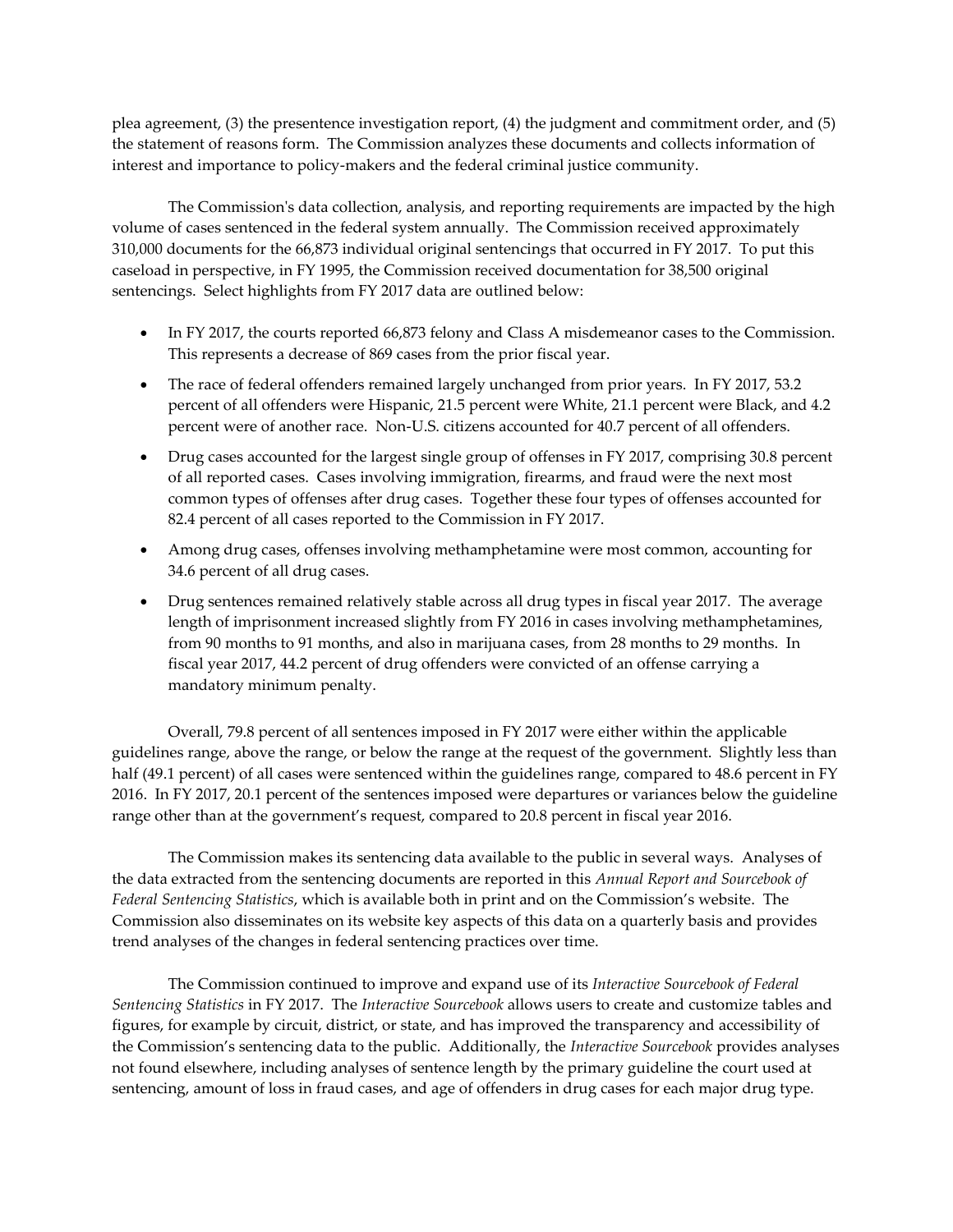plea agreement, (3) the presentence investigation report, (4) the judgment and commitment order, and (5) the statement of reasons form. The Commission analyzes these documents and collects information of interest and importance to policy-makers and the federal criminal justice community.

The Commission's data collection, analysis, and reporting requirements are impacted by the high volume of cases sentenced in the federal system annually. The Commission received approximately 310,000 documents for the 66,873 individual original sentencings that occurred in FY 2017. To put this caseload in perspective, in FY 1995, the Commission received documentation for 38,500 original sentencings. Select highlights from FY 2017 data are outlined below:

- In FY 2017, the courts reported 66,873 felony and Class A misdemeanor cases to the Commission. This represents a decrease of 869 cases from the prior fiscal year.
- The race of federal offenders remained largely unchanged from prior years. In FY 2017, 53.2 percent of all offenders were Hispanic, 21.5 percent were White, 21.1 percent were Black, and 4.2 percent were of another race. Non-U.S. citizens accounted for 40.7 percent of all offenders.
- Drug cases accounted for the largest single group of offenses in FY 2017, comprising 30.8 percent of all reported cases. Cases involving immigration, firearms, and fraud were the next most common types of offenses after drug cases. Together these four types of offenses accounted for 82.4 percent of all cases reported to the Commission in FY 2017.
- Among drug cases, offenses involving methamphetamine were most common, accounting for 34.6 percent of all drug cases.
- Drug sentences remained relatively stable across all drug types in fiscal year 2017. The average length of imprisonment increased slightly from FY 2016 in cases involving methamphetamines, from 90 months to 91 months, and also in marijuana cases, from 28 months to 29 months. In fiscal year 2017, 44.2 percent of drug offenders were convicted of an offense carrying a mandatory minimum penalty.

Overall, 79.8 percent of all sentences imposed in FY 2017 were either within the applicable guidelines range, above the range, or below the range at the request of the government. Slightly less than half (49.1 percent) of all cases were sentenced within the guidelines range, compared to 48.6 percent in FY 2016. In FY 2017, 20.1 percent of the sentences imposed were departures or variances below the guideline range other than at the government's request, compared to 20.8 percent in fiscal year 2016.

The Commission makes its sentencing data available to the public in several ways. Analyses of the data extracted from the sentencing documents are reported in this *Annual Report and Sourcebook of Federal Sentencing Statistics*, which is available both in print and on the Commission's website. The Commission also disseminates on its website key aspects of this data on a quarterly basis and provides trend analyses of the changes in federal sentencing practices over time.

The Commission continued to improve and expand use of its *Interactive Sourcebook of Federal Sentencing Statistics* in FY 2017. The *Interactive Sourcebook* allows users to create and customize tables and figures, for example by circuit, district, or state, and has improved the transparency and accessibility of the Commission's sentencing data to the public. Additionally, the *Interactive Sourcebook* provides analyses not found elsewhere, including analyses of sentence length by the primary guideline the court used at sentencing, amount of loss in fraud cases, and age of offenders in drug cases for each major drug type.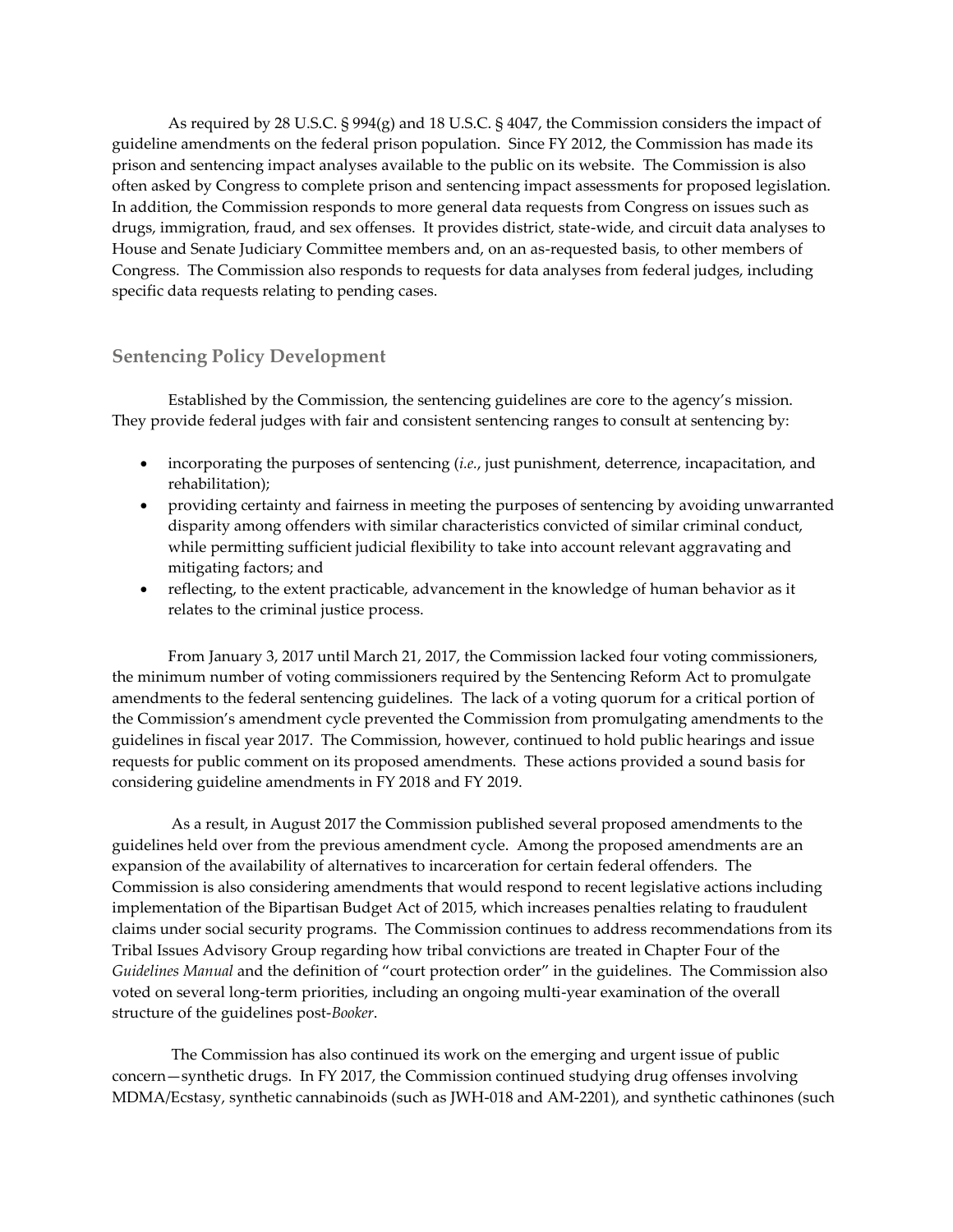As required by 28 U.S.C. § 994(g) and 18 U.S.C. § 4047, the Commission considers the impact of guideline amendments on the federal prison population. Since FY 2012, the Commission has made its prison and sentencing impact analyses available to the public on its website. The Commission is also often asked by Congress to complete prison and sentencing impact assessments for proposed legislation. In addition, the Commission responds to more general data requests from Congress on issues such as drugs, immigration, fraud, and sex offenses. It provides district, state-wide, and circuit data analyses to House and Senate Judiciary Committee members and, on an as-requested basis, to other members of Congress. The Commission also responds to requests for data analyses from federal judges, including specific data requests relating to pending cases.

## Sentencing Policy Development

Established by the Commission, the sentencing guidelines are core to the agency's mission. They provide federal judges with fair and consistent sentencing ranges to consult at sentencing by:

- incorporating the purposes of sentencing (*i.e.*, just punishment, deterrence, incapacitation, and rehabilitation);
- providing certainty and fairness in meeting the purposes of sentencing by avoiding unwarranted disparity among offenders with similar characteristics convicted of similar criminal conduct, while permitting sufficient judicial flexibility to take into account relevant aggravating and mitigating factors; and
- reflecting, to the extent practicable, advancement in the knowledge of human behavior as it relates to the criminal justice process.

From January 3, 2017 until March 21, 2017, the Commission lacked four voting commissioners, the minimum number of voting commissioners required by the Sentencing Reform Act to promulgate amendments to the federal sentencing guidelines. The lack of a voting quorum for a critical portion of the Commission's amendment cycle prevented the Commission from promulgating amendments to the guidelines in fiscal year 2017. The Commission, however, continued to hold public hearings and issue requests for public comment on its proposed amendments. These actions provided a sound basis for considering guideline amendments in FY 2018 and FY 2019.

As a result, in August 2017 the Commission published several proposed amendments to the guidelines held over from the previous amendment cycle. Among the proposed amendments are an expansion of the availability of alternatives to incarceration for certain federal offenders. The Commission is also considering amendments that would respond to recent legislative actions including implementation of the Bipartisan Budget Act of 2015, which increases penalties relating to fraudulent claims under social security programs. The Commission continues to address recommendations from its Tribal Issues Advisory Group regarding how tribal convictions are treated in Chapter Four of the *Guidelines Manual* and the definition of "court protection order" in the guidelines. The Commission also voted on several long-term priorities, including an ongoing multi-year examination of the overall structure of the guidelines post-*Booker*.

The Commission has also continued its work on the emerging and urgent issue of public concern—synthetic drugs. In FY 2017, the Commission continued studying drug offenses involving MDMA/Ecstasy, synthetic cannabinoids (such as JWH-018 and AM-2201), and synthetic cathinones (such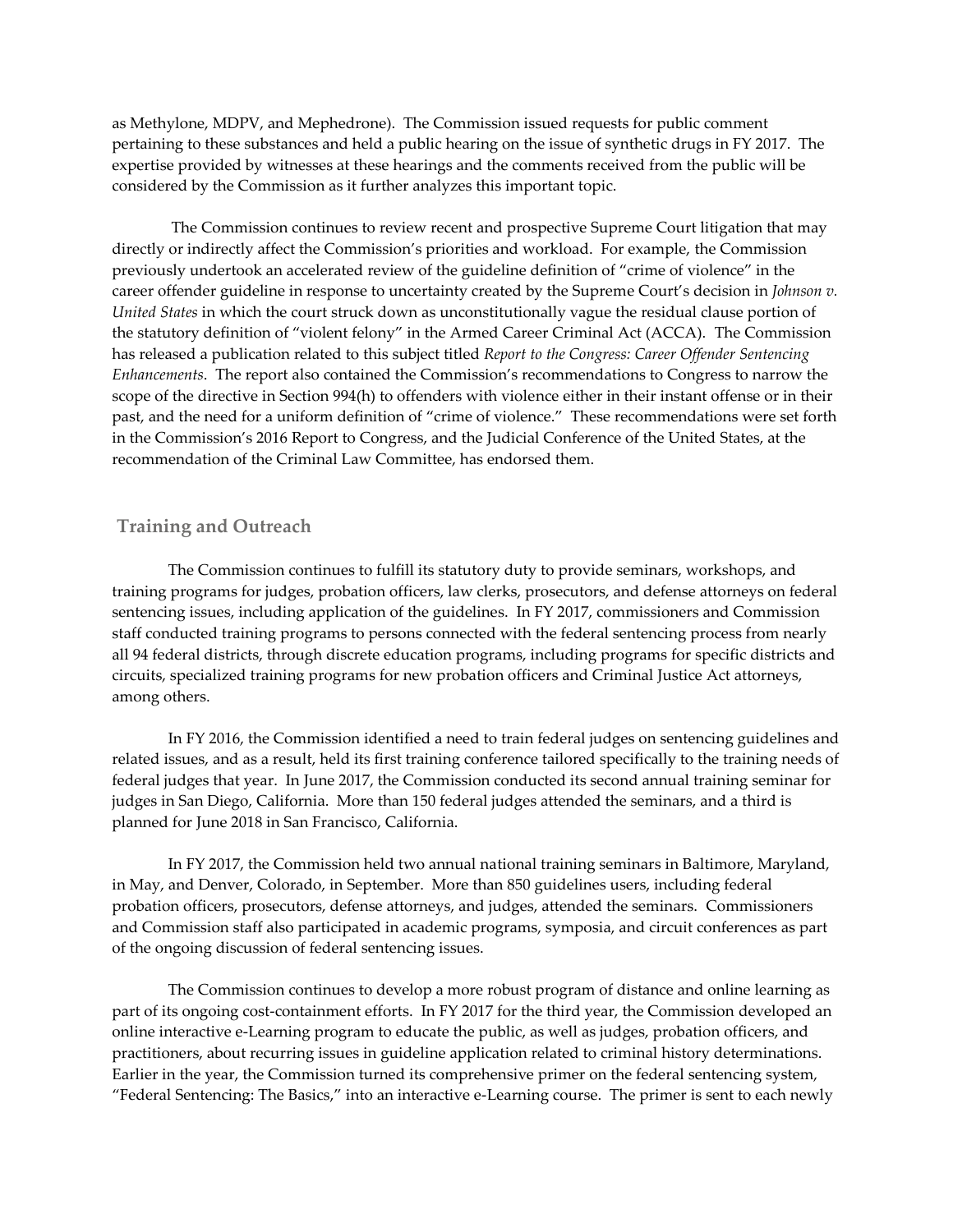as Methylone, MDPV, and Mephedrone). The Commission issued requests for public comment pertaining to these substances and held a public hearing on the issue of synthetic drugs in FY 2017. The expertise provided by witnesses at these hearings and the comments received from the public will be considered by the Commission as it further analyzes this important topic.

The Commission continues to review recent and prospective Supreme Court litigation that may directly or indirectly affect the Commission's priorities and workload. For example, the Commission previously undertook an accelerated review of the guideline definition of "crime of violence" in the career offender guideline in response to uncertainty created by the Supreme Court's decision in *Johnson v. United States* in which the court struck down as unconstitutionally vague the residual clause portion of the statutory definition of "violent felony" in the Armed Career Criminal Act (ACCA). The Commission has released a publication related to this subject titled *Report to the Congress: Career Offender Sentencing Enhancements*. The report also contained the Commission's recommendations to Congress to narrow the scope of the directive in Section 994(h) to offenders with violence either in their instant offense or in their past, and the need for a uniform definition of "crime of violence." These recommendations were set forth in the Commission's 2016 Report to Congress, and the Judicial Conference of the United States, at the recommendation of the Criminal Law Committee, has endorsed them.

## Training and Outreach

The Commission continues to fulfill its statutory duty to provide seminars, workshops, and training programs for judges, probation officers, law clerks, prosecutors, and defense attorneys on federal sentencing issues, including application of the guidelines. In FY 2017, commissioners and Commission staff conducted training programs to persons connected with the federal sentencing process from nearly all 94 federal districts, through discrete education programs, including programs for specific districts and circuits, specialized training programs for new probation officers and Criminal Justice Act attorneys, among others.

In FY 2016, the Commission identified a need to train federal judges on sentencing guidelines and related issues, and as a result, held its first training conference tailored specifically to the training needs of federal judges that year. In June 2017, the Commission conducted its second annual training seminar for judges in San Diego, California. More than 150 federal judges attended the seminars, and a third is planned for June 2018 in San Francisco, California.

In FY 2017, the Commission held two annual national training seminars in Baltimore, Maryland, in May, and Denver, Colorado, in September. More than 850 guidelines users, including federal probation officers, prosecutors, defense attorneys, and judges, attended the seminars. Commissioners and Commission staff also participated in academic programs, symposia, and circuit conferences as part of the ongoing discussion of federal sentencing issues.

The Commission continues to develop a more robust program of distance and online learning as part of its ongoing cost-containment efforts. In FY 2017 for the third year, the Commission developed an online interactive e-Learning program to educate the public, as well as judges, probation officers, and practitioners, about recurring issues in guideline application related to criminal history determinations. Earlier in the year, the Commission turned its comprehensive primer on the federal sentencing system, "Federal Sentencing: The Basics," into an interactive e-Learning course. The primer is sent to each newly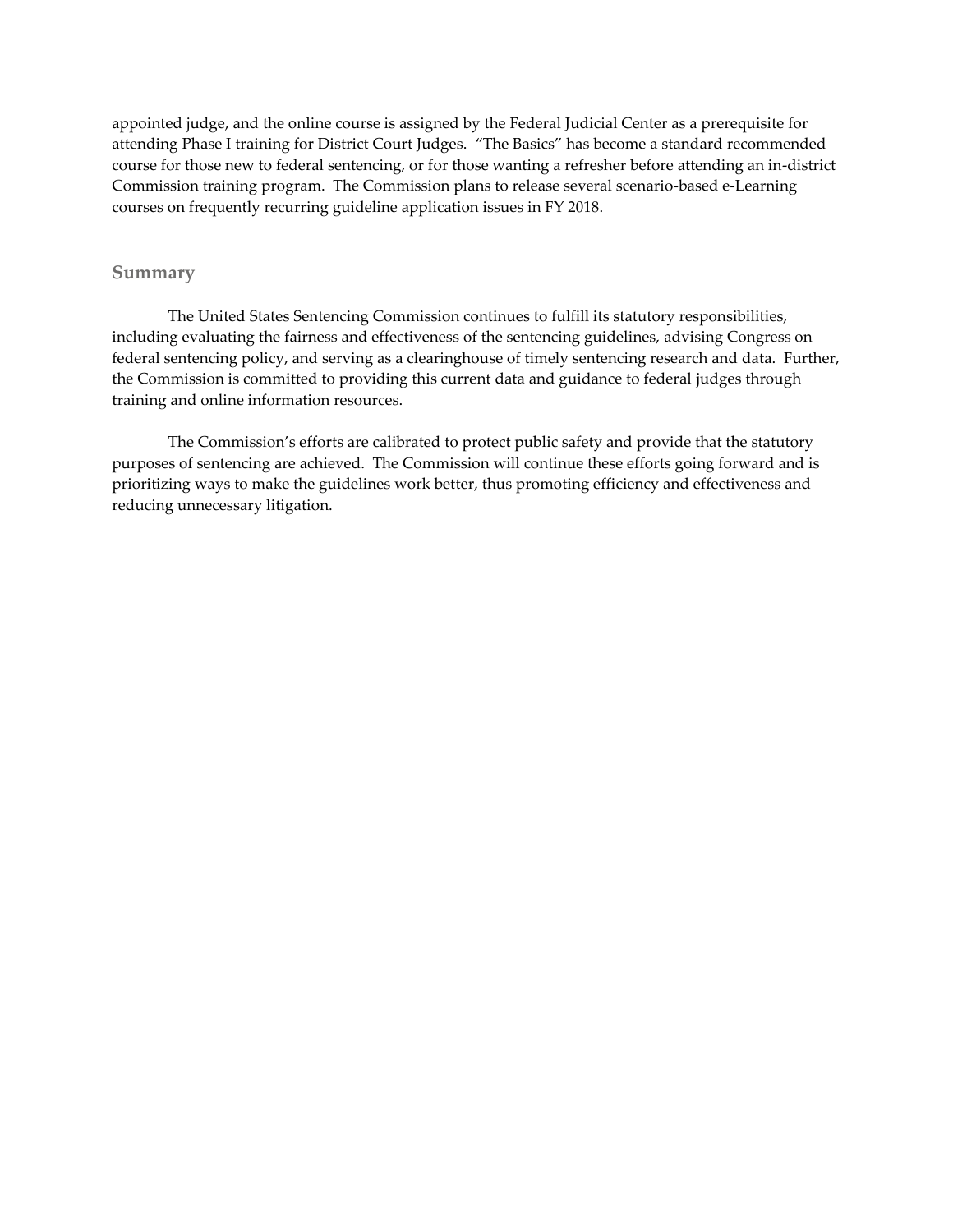appointed judge, and the online course is assigned by the Federal Judicial Center as a prerequisite for attending Phase I training for District Court Judges. "The Basics" has become a standard recommended course for those new to federal sentencing, or for those wanting a refresher before attending an in-district Commission training program. The Commission plans to release several scenario-based e-Learning courses on frequently recurring guideline application issues in FY 2018.

## Summary

The United States Sentencing Commission continues to fulfill its statutory responsibilities, including evaluating the fairness and effectiveness of the sentencing guidelines, advising Congress on federal sentencing policy, and serving as a clearinghouse of timely sentencing research and data. Further, the Commission is committed to providing this current data and guidance to federal judges through training and online information resources.

The Commission's efforts are calibrated to protect public safety and provide that the statutory purposes of sentencing are achieved. The Commission will continue these efforts going forward and is prioritizing ways to make the guidelines work better, thus promoting efficiency and effectiveness and reducing unnecessary litigation.